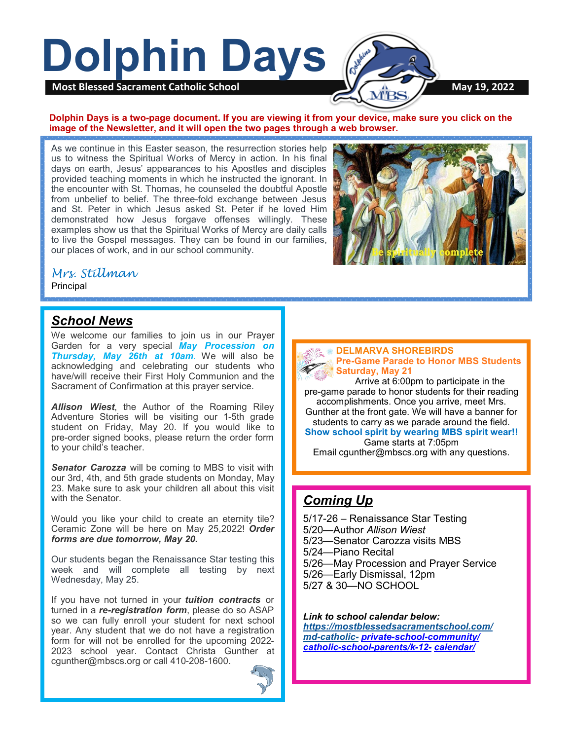# Dolphin Days

**Most Blessed Sacrament Catholic School** — **May 19, 2022**

**Dolphin Days is a two-page document. If you are viewing it from your device, make sure you click on the image of the Newsletter, and it will open the two pages through a web browser.**

As we continue in this Easter season, the resurrection stories help us to witness the Spiritual Works of Mercy in action. In his final days on earth, Jesus' appearances to his Apostles and disciples provided teaching moments in which he instructed the ignorant. In the encounter with St. Thomas, he counseled the doubtful Apostle from unbelief to belief. The three-fold exchange between Jesus and St. Peter in which Jesus asked St. Peter if he loved Him demonstrated how Jesus forgave offenses willingly. These examples show us that the Spiritual Works of Mercy are daily calls to live the Gospel messages. They can be found in our families, our places of work, and in our school community.

Be spiritually complete

*Mrs. Stillman*
Principal

## School News

We welcome our families to join us in our Prayer Garden for a very special ***May Procession on Thursday, May 26th at 10am***. We will also be acknowledging and celebrating our students who have/will receive their First Holy Communion and the Sacrament of Confirmation at this prayer service.

***Allison Wiest***, the Author of the Roaming Riley Adventure Stories will be visiting our 1-5th grade student on Friday, May 20. If you would like to pre-order signed books, please return the order form to your child's teacher.

***Senator Carozza*** will be coming to MBS to visit with our 3rd, 4th, and 5th grade students on Monday, May 23. Make sure to ask your children all about this visit with the Senator.

Would you like your child to create an eternity tile? Ceramic Zone will be here on May 25,2022! ***Order forms are due tomorrow, May 20.***

Our students began the Renaissance Star testing this week and will complete all testing by next Wednesday, May 25.

If you have not turned in your ***tuition contracts*** or turned in a ***re-registration form***, please do so ASAP so we can fully enroll your student for next school year. Any student that we do not have a registration form for will not be enrolled for the upcoming 2022-2023 school year. Contact Christa Gunther at cgunther@mbscs.org or call 410-208-1600.

**DELMARVA SHOREBIRDS**
**Pre-Game Parade to Honor MBS Students**
**Saturday, May 21**

Arrive at 6:00pm to participate in the pre-game parade to honor students for their reading accomplishments. Once you arrive, meet Mrs. Gunther at the front gate. We will have a banner for students to carry as we parade around the field.

**Show school spirit by wearing MBS spirit wear!!**

Game starts at 7:05pm

Email cgunther@mbscs.org with any questions.

## Coming Up

5/17-26 – Renaissance Star Testing
5/20—Author *Allison Wiest*
5/23—Senator Carozza visits MBS
5/24—Piano Recital
5/26—May Procession and Prayer Service
5/26—Early Dismissal, 12pm
5/27 & 30—NO SCHOOL

***Link to school calendar below:***
***https://mostblessedsacramentschool.com/md-catholic- private-school-community/catholic-school-parents/k-12- calendar/***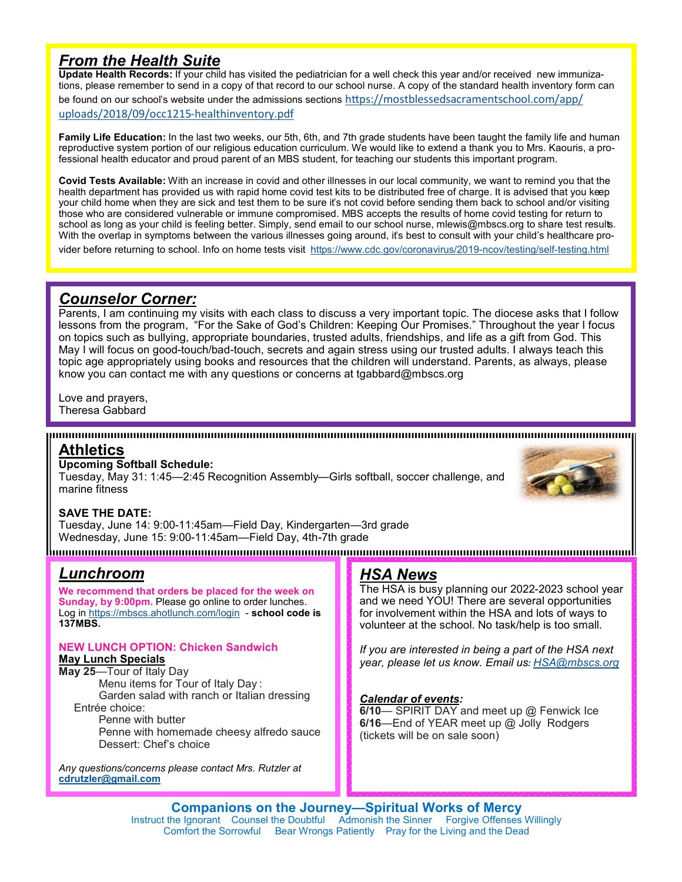## *From the Health Suite*

**Update Health Records:** If your child has visited the pediatrician for a well check this year and/or received new immunizations, please remember to send in a copy of that record to our school nurse. A copy of the standard health inventory form can be found on our school's website under the admissions sections https://mostblessedsacramentschool.com/app/uploads/2018/09/occ1215-healthinventory.pdf

**Family Life Education:** In the last two weeks, our 5th, 6th, and 7th grade students have been taught the family life and human reproductive system portion of our religious education curriculum. We would like to extend a thank you to Mrs. Kaouris, a professional health educator and proud parent of an MBS student, for teaching our students this important program.

**Covid Tests Available:** With an increase in covid and other illnesses in our local community, we want to remind you that the health department has provided us with rapid home covid test kits to be distributed free of charge. It is advised that you keep your child home when they are sick and test them to be sure it's not covid before sending them back to school and/or visiting those who are considered vulnerable or immune compromised. MBS accepts the results of home covid testing for return to school as long as your child is feeling better. Simply, send email to our school nurse, mlewis@mbscs.org to share test results. With the overlap in symptoms between the various illnesses going around, it's best to consult with your child's healthcare provider before returning to school. Info on home tests visit https://www.cdc.gov/coronavirus/2019-ncov/testing/self-testing.html

## *Counselor Corner:*

Parents, I am continuing my visits with each class to discuss a very important topic. The diocese asks that I follow lessons from the program, "For the Sake of God's Children: Keeping Our Promises." Throughout the year I focus on topics such as bullying, appropriate boundaries, trusted adults, friendships, and life as a gift from God. This May I will focus on good-touch/bad-touch, secrets and again stress using our trusted adults. I always teach this topic age appropriately using books and resources that the children will understand. Parents, as always, please know you can contact me with any questions or concerns at tgabbard@mbscs.org

Love and prayers,
Theresa Gabbard

## Athletics

**Upcoming Softball Schedule:**
Tuesday, May 31: 1:45—2:45 Recognition Assembly—Girls softball, soccer challenge, and marine fitness

**SAVE THE DATE:**
Tuesday, June 14: 9:00-11:45am—Field Day, Kindergarten—3rd grade
Wednesday, June 15: 9:00-11:45am—Field Day, 4th-7th grade

## *Lunchroom*

**We recommend that orders be placed for the week on Sunday, by 9:00pm.** Please go online to order lunches. Log in https://mbscs.ahotlunch.com/login - **school code is 137MBS.**

**NEW LUNCH OPTION: Chicken Sandwich**

**May Lunch Specials**

**May 25**—Tour of Italy Day
Menu items for Tour of Italy Day:
Garden salad with ranch or Italian dressing
Entrée choice:
Penne with butter
Penne with homemade cheesy alfredo sauce
Dessert: Chef's choice

*Any questions/concerns please contact Mrs. Rutzler at* **cdrutzler@gmail.com**

## *HSA News*

The HSA is busy planning our 2022-2023 school year and we need YOU! There are several opportunities for involvement within the HSA and lots of ways to volunteer at the school. No task/help is too small.

*If you are interested in being a part of the HSA next year, please let us know. Email us: HSA@mbscs.org*

***Calendar of events:***
**6/10**— SPIRIT DAY and meet up @ Fenwick Ice
**6/16**—End of YEAR meet up @ Jolly Rodgers (tickets will be on sale soon)

**Companions on the Journey—Spiritual Works of Mercy**
Instruct the Ignorant Counsel the Doubtful Admonish the Sinner Forgive Offenses Willingly
Comfort the Sorrowful Bear Wrongs Patiently Pray for the Living and the Dead